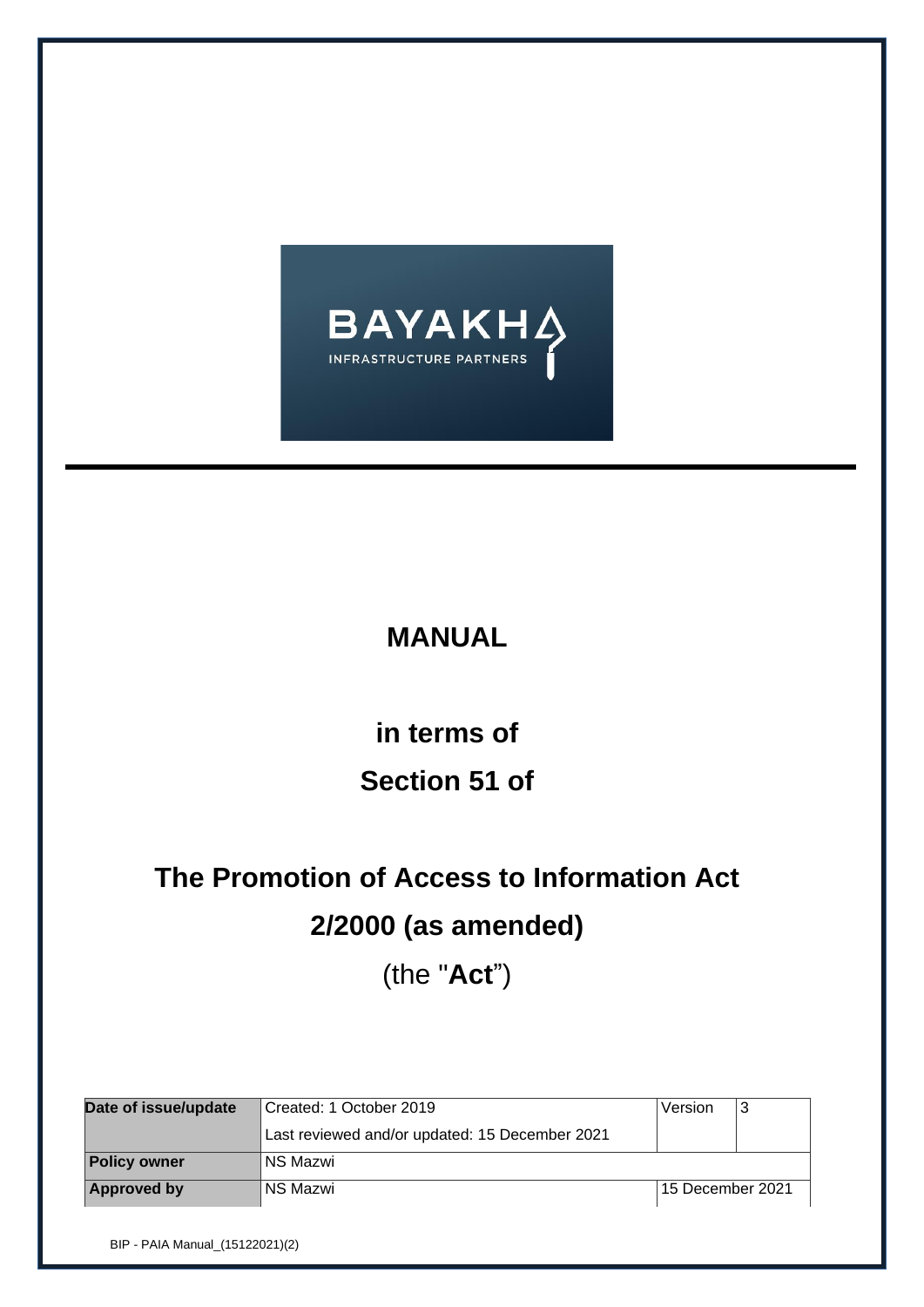# MANUAL

## in terms of

## Section 51 of

# The Promotion of Access to Information Act 2/2000 (as amended)

(the "**Act**")

| Date of issue/update | Created: 1 October 2019 | Version | 3 |
|---|---|---|---|
| | Last reviewed and/or updated: 15 December 2021 | | |
| Policy owner | NS Mazwi | | |
| Approved by | NS Mazwi | 15 December 2021 | |

BIP - PAIA Manual_(15122021)(2)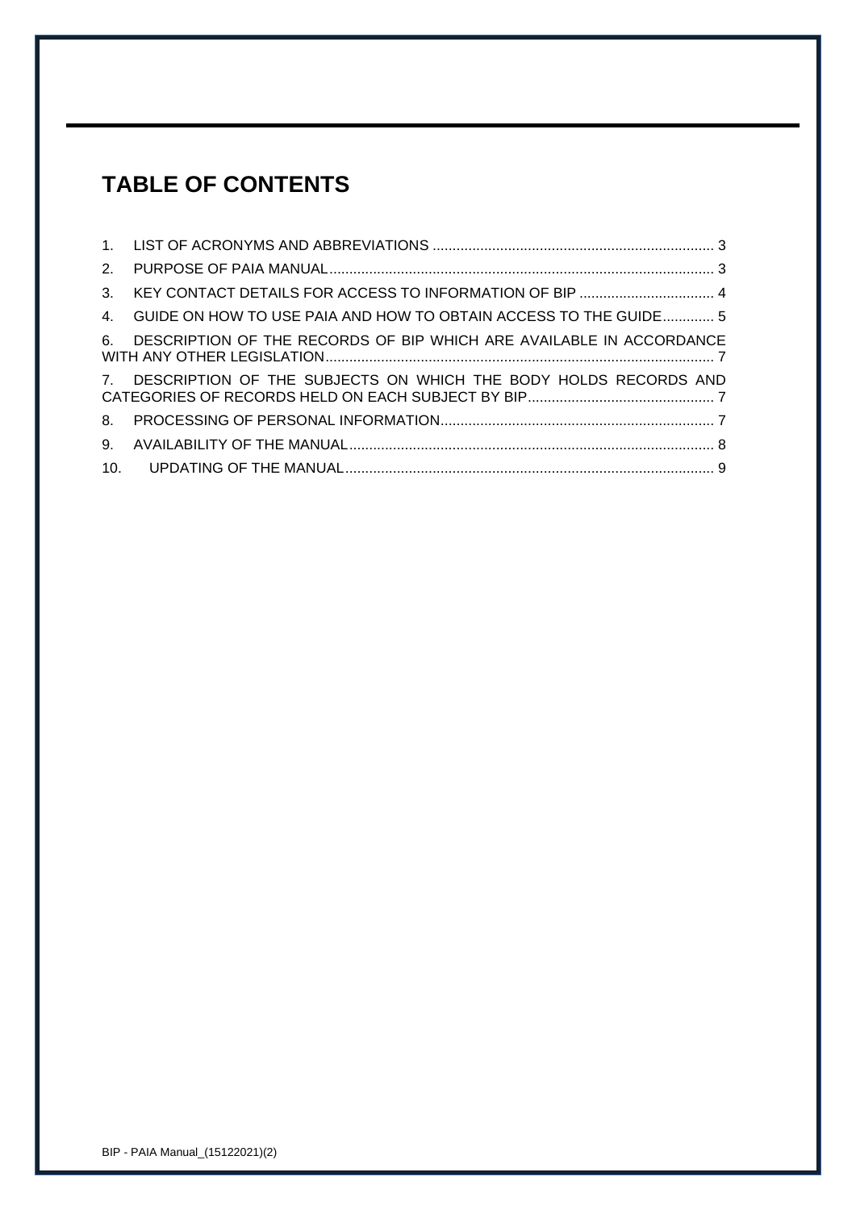# TABLE OF CONTENTS

1. LIST OF ACRONYMS AND ABBREVIATIONS ...................................................................... 3
2. PURPOSE OF PAIA MANUAL................................................................................................ 3
3. KEY CONTACT DETAILS FOR ACCESS TO INFORMATION OF BIP .................................. 4
4. GUIDE ON HOW TO USE PAIA AND HOW TO OBTAIN ACCESS TO THE GUIDE............. 5
6. DESCRIPTION OF THE RECORDS OF BIP WHICH ARE AVAILABLE IN ACCORDANCE WITH ANY OTHER LEGISLATION.................................................................................................. 7
7. DESCRIPTION OF THE SUBJECTS ON WHICH THE BODY HOLDS RECORDS AND CATEGORIES OF RECORDS HELD ON EACH SUBJECT BY BIP............................................... 7
8. PROCESSING OF PERSONAL INFORMATION..................................................................... 7
9. AVAILABILITY OF THE MANUAL............................................................................................ 8
10. UPDATING OF THE MANUAL............................................................................................ 9

BIP - PAIA Manual_(15122021)(2)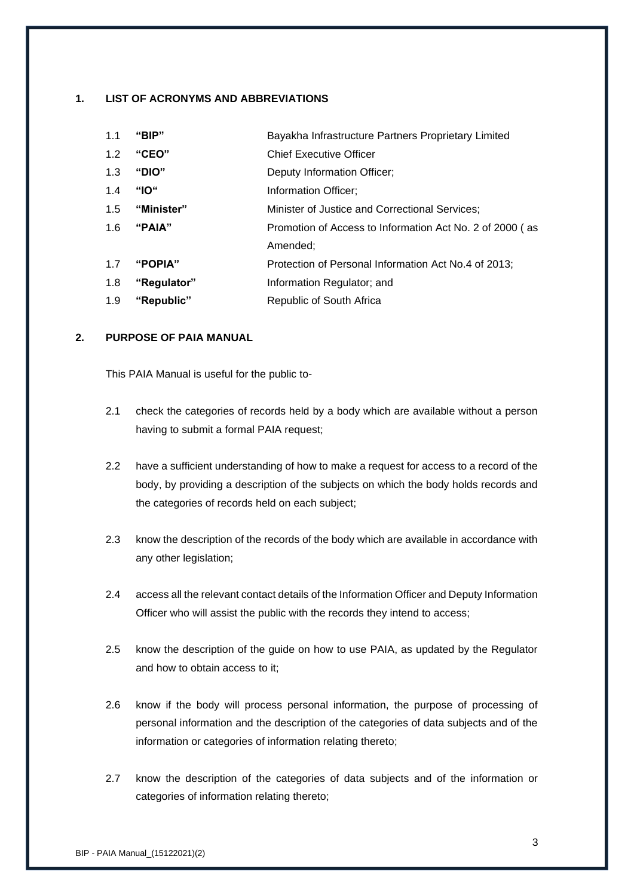## 1. LIST OF ACRONYMS AND ABBREVIATIONS

| | | |
|---|---|---|
| 1.1 | **"BIP"** | Bayakha Infrastructure Partners Proprietary Limited |
| 1.2 | **"CEO"** | Chief Executive Officer |
| 1.3 | **"DIO"** | Deputy Information Officer; |
| 1.4 | **"IO"** | Information Officer; |
| 1.5 | **"Minister"** | Minister of Justice and Correctional Services; |
| 1.6 | **"PAIA"** | Promotion of Access to Information Act No. 2 of 2000 ( as Amended; |
| 1.7 | **"POPIA"** | Protection of Personal Information Act No.4 of 2013; |
| 1.8 | **"Regulator"** | Information Regulator; and |
| 1.9 | **"Republic"** | Republic of South Africa |

## 2. PURPOSE OF PAIA MANUAL

This PAIA Manual is useful for the public to-

2.1 check the categories of records held by a body which are available without a person having to submit a formal PAIA request;

2.2 have a sufficient understanding of how to make a request for access to a record of the body, by providing a description of the subjects on which the body holds records and the categories of records held on each subject;

2.3 know the description of the records of the body which are available in accordance with any other legislation;

2.4 access all the relevant contact details of the Information Officer and Deputy Information Officer who will assist the public with the records they intend to access;

2.5 know the description of the guide on how to use PAIA, as updated by the Regulator and how to obtain access to it;

2.6 know if the body will process personal information, the purpose of processing of personal information and the description of the categories of data subjects and of the information or categories of information relating thereto;

2.7 know the description of the categories of data subjects and of the information or categories of information relating thereto;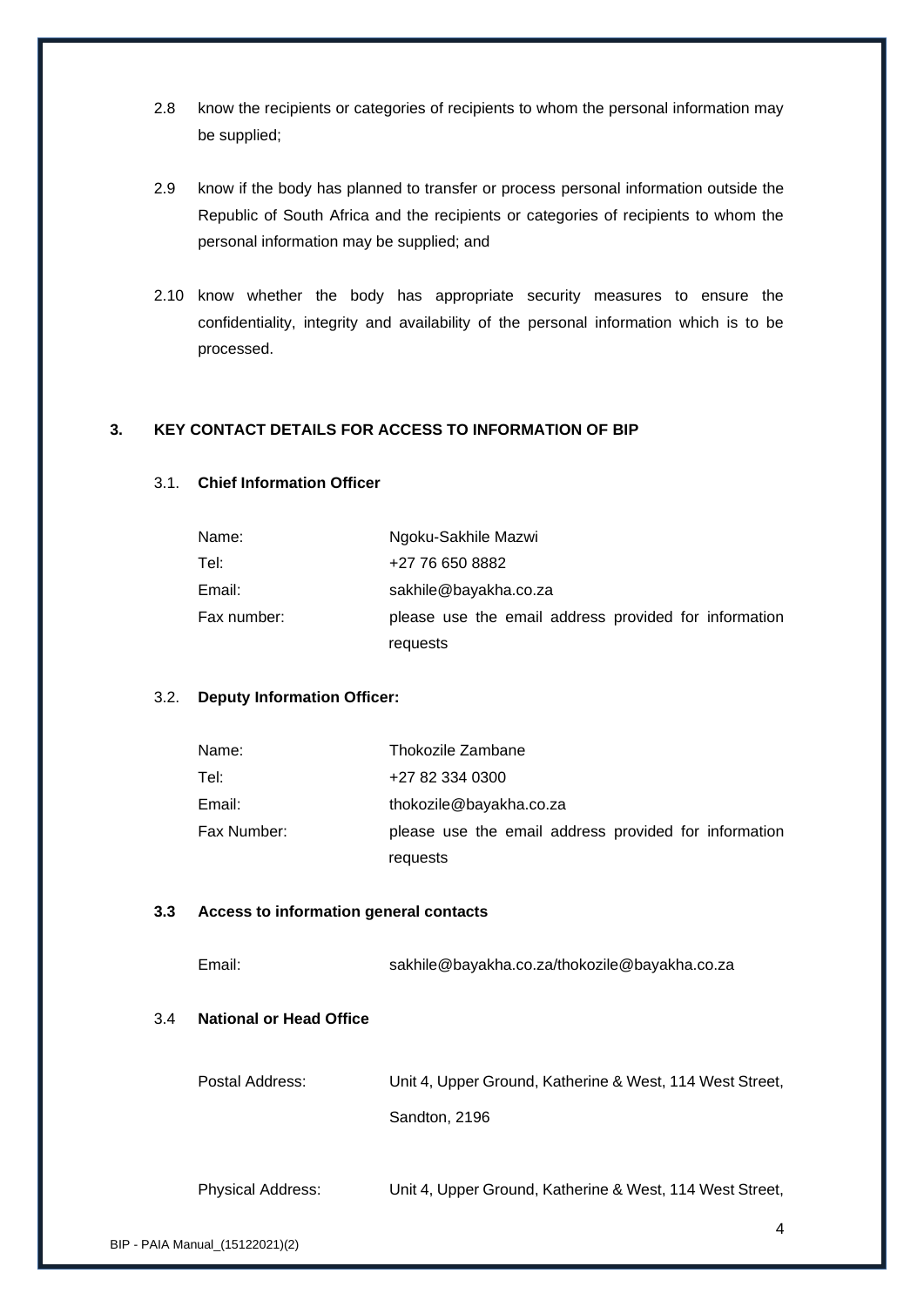2.8 know the recipients or categories of recipients to whom the personal information may be supplied;

2.9 know if the body has planned to transfer or process personal information outside the Republic of South Africa and the recipients or categories of recipients to whom the personal information may be supplied; and

2.10 know whether the body has appropriate security measures to ensure the confidentiality, integrity and availability of the personal information which is to be processed.

## 3. KEY CONTACT DETAILS FOR ACCESS TO INFORMATION OF BIP

### 3.1. Chief Information Officer

| | |
|---|---|
| Name: | Ngoku-Sakhile Mazwi |
| Tel: | +27 76 650 8882 |
| Email: | sakhile@bayakha.co.za |
| Fax number: | please use the email address provided for information requests |

### 3.2. Deputy Information Officer:

| | |
|---|---|
| Name: | Thokozile Zambane |
| Tel: | +27 82 334 0300 |
| Email: | thokozile@bayakha.co.za |
| Fax Number: | please use the email address provided for information requests |

### 3.3 Access to information general contacts

| | |
|---|---|
| Email: | sakhile@bayakha.co.za/thokozile@bayakha.co.za |

### 3.4 National or Head Office

| | |
|---|---|
| Postal Address: | Unit 4, Upper Ground, Katherine & West, 114 West Street, Sandton, 2196 |
| Physical Address: | Unit 4, Upper Ground, Katherine & West, 114 West Street, |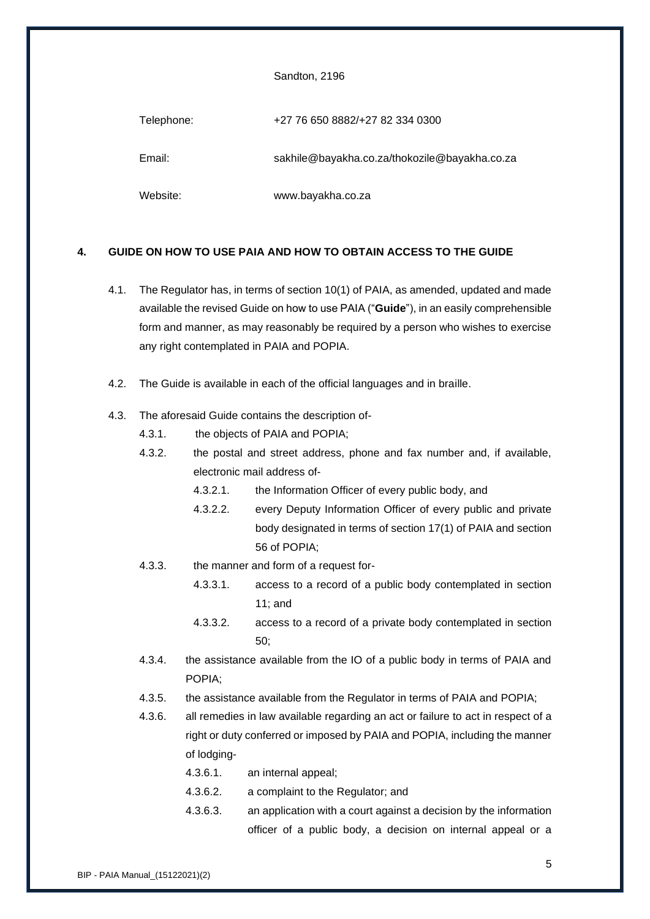Sandton, 2196

Telephone: +27 76 650 8882/+27 82 334 0300

Email: sakhile@bayakha.co.za/thokozile@bayakha.co.za

Website: www.bayakha.co.za

## 4. GUIDE ON HOW TO USE PAIA AND HOW TO OBTAIN ACCESS TO THE GUIDE

4.1. The Regulator has, in terms of section 10(1) of PAIA, as amended, updated and made available the revised Guide on how to use PAIA ("**Guide**"), in an easily comprehensible form and manner, as may reasonably be required by a person who wishes to exercise any right contemplated in PAIA and POPIA.

4.2. The Guide is available in each of the official languages and in braille.

4.3. The aforesaid Guide contains the description of-

- 4.3.1. the objects of PAIA and POPIA;
- 4.3.2. the postal and street address, phone and fax number and, if available, electronic mail address of-
  - 4.3.2.1. the Information Officer of every public body, and
  - 4.3.2.2. every Deputy Information Officer of every public and private body designated in terms of section 17(1) of PAIA and section 56 of POPIA;
- 4.3.3. the manner and form of a request for-
  - 4.3.3.1. access to a record of a public body contemplated in section 11; and
  - 4.3.3.2. access to a record of a private body contemplated in section 50;
- 4.3.4. the assistance available from the IO of a public body in terms of PAIA and POPIA;
- 4.3.5. the assistance available from the Regulator in terms of PAIA and POPIA;
- 4.3.6. all remedies in law available regarding an act or failure to act in respect of a right or duty conferred or imposed by PAIA and POPIA, including the manner of lodging-
  - 4.3.6.1. an internal appeal;
  - 4.3.6.2. a complaint to the Regulator; and
  - 4.3.6.3. an application with a court against a decision by the information officer of a public body, a decision on internal appeal or a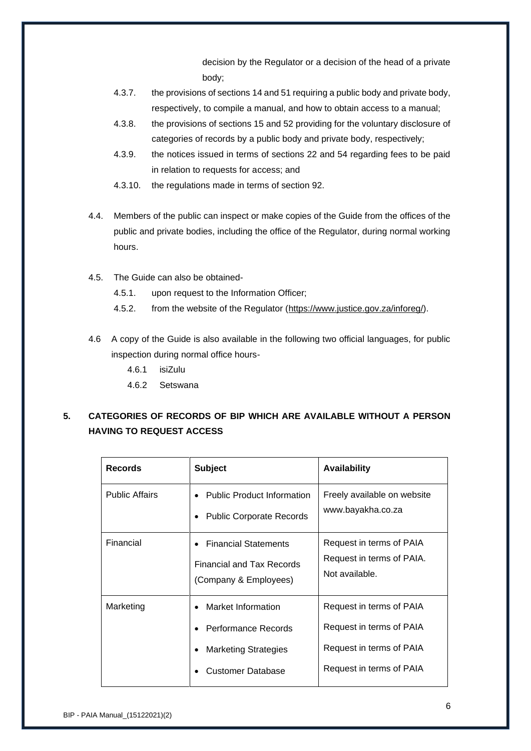decision by the Regulator or a decision of the head of a private body;

4.3.7. the provisions of sections 14 and 51 requiring a public body and private body, respectively, to compile a manual, and how to obtain access to a manual;

4.3.8. the provisions of sections 15 and 52 providing for the voluntary disclosure of categories of records by a public body and private body, respectively;

4.3.9. the notices issued in terms of sections 22 and 54 regarding fees to be paid in relation to requests for access; and

4.3.10. the regulations made in terms of section 92.

4.4. Members of the public can inspect or make copies of the Guide from the offices of the public and private bodies, including the office of the Regulator, during normal working hours.

4.5. The Guide can also be obtained-

4.5.1. upon request to the Information Officer;

4.5.2. from the website of the Regulator (https://www.justice.gov.za/inforeg/).

4.6 A copy of the Guide is also available in the following two official languages, for public inspection during normal office hours-

4.6.1 isiZulu

4.6.2 Setswana

## 5. CATEGORIES OF RECORDS OF BIP WHICH ARE AVAILABLE WITHOUT A PERSON HAVING TO REQUEST ACCESS

| Records | Subject | Availability |
|---|---|---|
| Public Affairs | • Public Product Information<br>• Public Corporate Records | Freely available on website www.bayakha.co.za |
| Financial | • Financial Statements<br>Financial and Tax Records (Company & Employees) | Request in terms of PAIA<br>Request in terms of PAIA. Not available. |
| Marketing | • Market Information<br>• Performance Records<br>• Marketing Strategies<br>• Customer Database | Request in terms of PAIA<br>Request in terms of PAIA<br>Request in terms of PAIA<br>Request in terms of PAIA |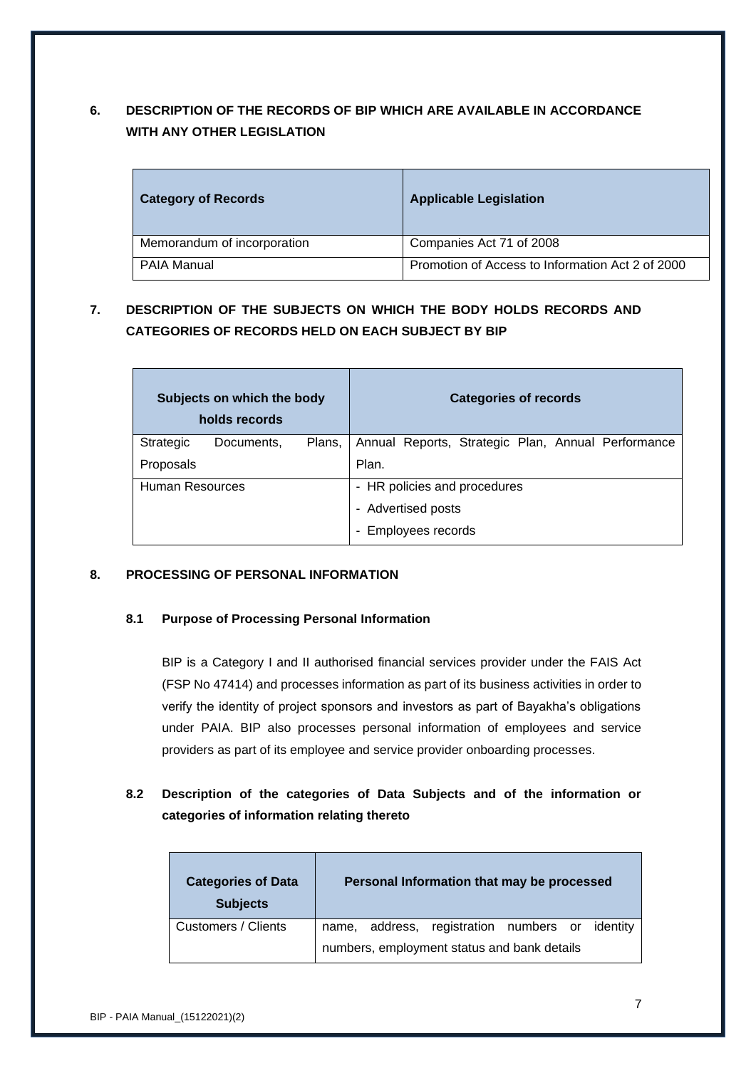## 6. DESCRIPTION OF THE RECORDS OF BIP WHICH ARE AVAILABLE IN ACCORDANCE WITH ANY OTHER LEGISLATION

| Category of Records | Applicable Legislation |
|---|---|
| Memorandum of incorporation | Companies Act 71 of 2008 |
| PAIA Manual | Promotion of Access to Information Act 2 of 2000 |

## 7. DESCRIPTION OF THE SUBJECTS ON WHICH THE BODY HOLDS RECORDS AND CATEGORIES OF RECORDS HELD ON EACH SUBJECT BY BIP

| Subjects on which the body holds records | Categories of records |
|---|---|
| Strategic Documents, Plans, Proposals | Annual Reports, Strategic Plan, Annual Performance Plan. |
| Human Resources | - HR policies and procedures<br>- Advertised posts<br>- Employees records |

## 8. PROCESSING OF PERSONAL INFORMATION

### 8.1 Purpose of Processing Personal Information

BIP is a Category I and II authorised financial services provider under the FAIS Act (FSP No 47414) and processes information as part of its business activities in order to verify the identity of project sponsors and investors as part of Bayakha's obligations under PAIA. BIP also processes personal information of employees and service providers as part of its employee and service provider onboarding processes.

### 8.2 Description of the categories of Data Subjects and of the information or categories of information relating thereto

| Categories of Data Subjects | Personal Information that may be processed |
|---|---|
| Customers / Clients | name, address, registration numbers or identity numbers, employment status and bank details |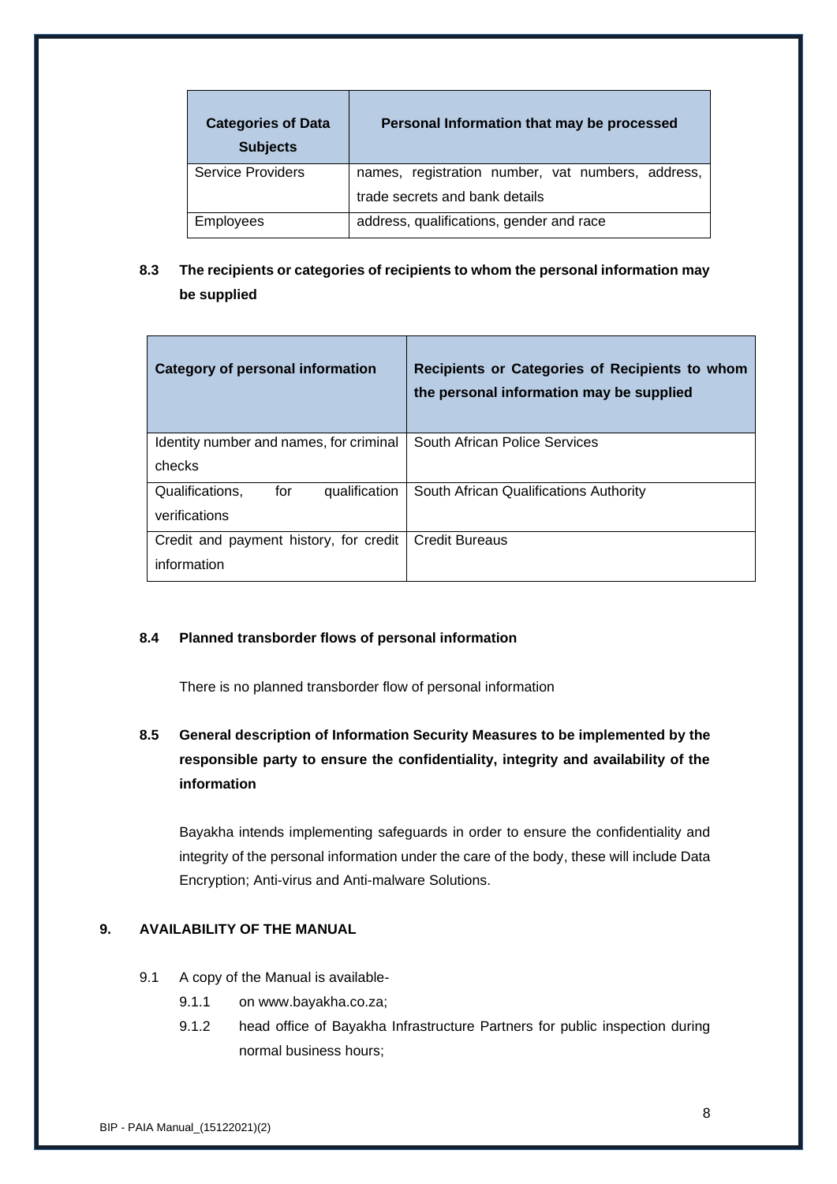| Categories of Data Subjects | Personal Information that may be processed |
| --- | --- |
| Service Providers | names, registration number, vat numbers, address, trade secrets and bank details |
| Employees | address, qualifications, gender and race |

### 8.3 The recipients or categories of recipients to whom the personal information may be supplied

| Category of personal information | Recipients or Categories of Recipients to whom the personal information may be supplied |
| --- | --- |
| Identity number and names, for criminal checks | South African Police Services |
| Qualifications, for qualification verifications | South African Qualifications Authority |
| Credit and payment history, for credit information | Credit Bureaus |

### 8.4 Planned transborder flows of personal information

There is no planned transborder flow of personal information

### 8.5 General description of Information Security Measures to be implemented by the responsible party to ensure the confidentiality, integrity and availability of the information

Bayakha intends implementing safeguards in order to ensure the confidentiality and integrity of the personal information under the care of the body, these will include Data Encryption; Anti-virus and Anti-malware Solutions.

## 9. AVAILABILITY OF THE MANUAL

9.1 A copy of the Manual is available-

- 9.1.1 on www.bayakha.co.za;
- 9.1.2 head office of Bayakha Infrastructure Partners for public inspection during normal business hours;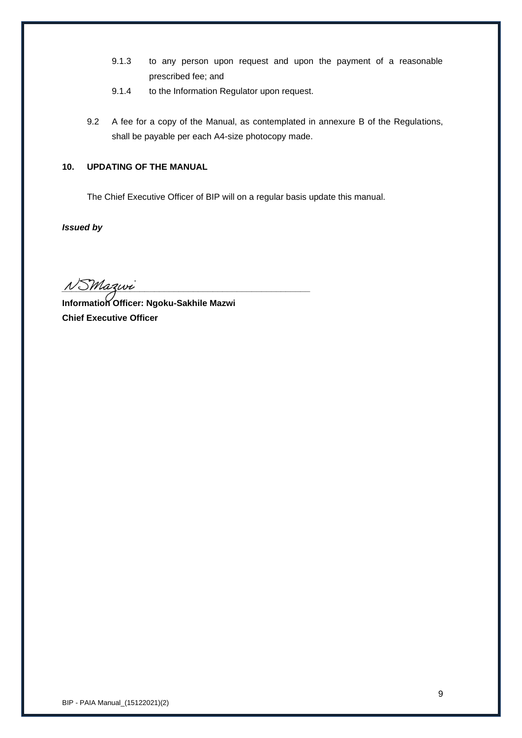9.1.3 to any person upon request and upon the payment of a reasonable prescribed fee; and

9.1.4 to the Information Regulator upon request.

9.2 A fee for a copy of the Manual, as contemplated in annexure B of the Regulations, shall be payable per each A4-size photocopy made.

## 10. UPDATING OF THE MANUAL

The Chief Executive Officer of BIP will on a regular basis update this manual.

***Issued by***

NSMazwi
___________________________________________

**Information Officer: Ngoku-Sakhile Mazwi**
**Chief Executive Officer**